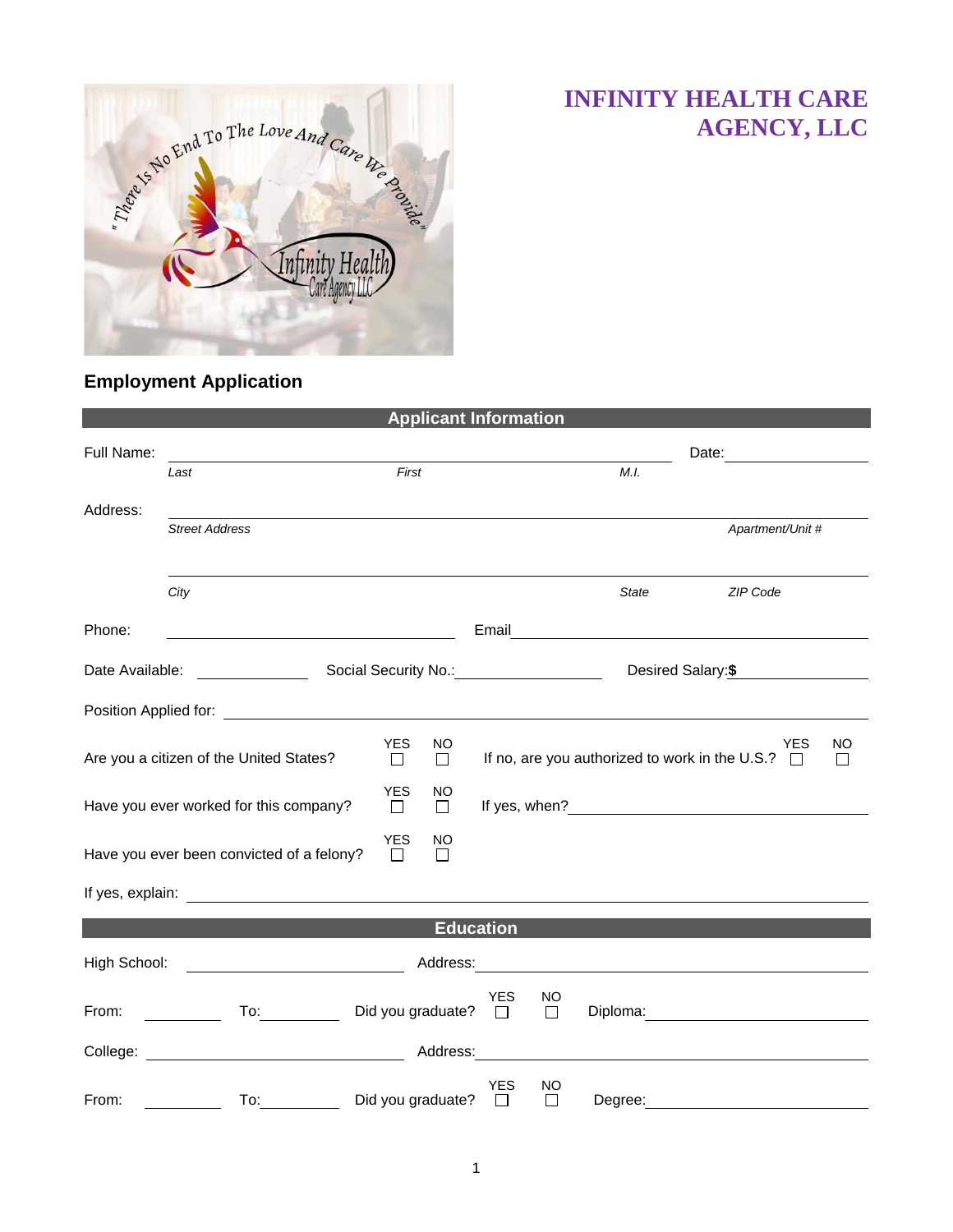# INFINITY HEALTH CARE AGENCY, LLC

## Employment Application

### Applicant Information

Full Name: ______________________________ Date: ____________

*Last* *First* *M.I.*

Address: ______________________________

*Street Address* *Apartment/Unit #*

______________________________

*City* *State* *ZIP Code*

Phone: ____________________ Email ____________________

Date Available: __________ Social Security No.: __________ Desired Salary: **$** __________

Position Applied for: ______________________________

Are you a citizen of the United States? YES ☐ NO ☐ If no, are you authorized to work in the U.S.? YES ☐ NO ☐

Have you ever worked for this company? YES ☐ NO ☐ If yes, when? ____________________

Have you ever been convicted of a felony? YES ☐ NO ☐

If yes, explain: ______________________________

### Education

High School: ____________________ Address: ____________________

From: __________ To: __________ Did you graduate? YES ☐ NO ☐ Diploma: ____________________

College: ____________________ Address: ____________________

From: __________ To: __________ Did you graduate? YES ☐ NO ☐ Degree: ____________________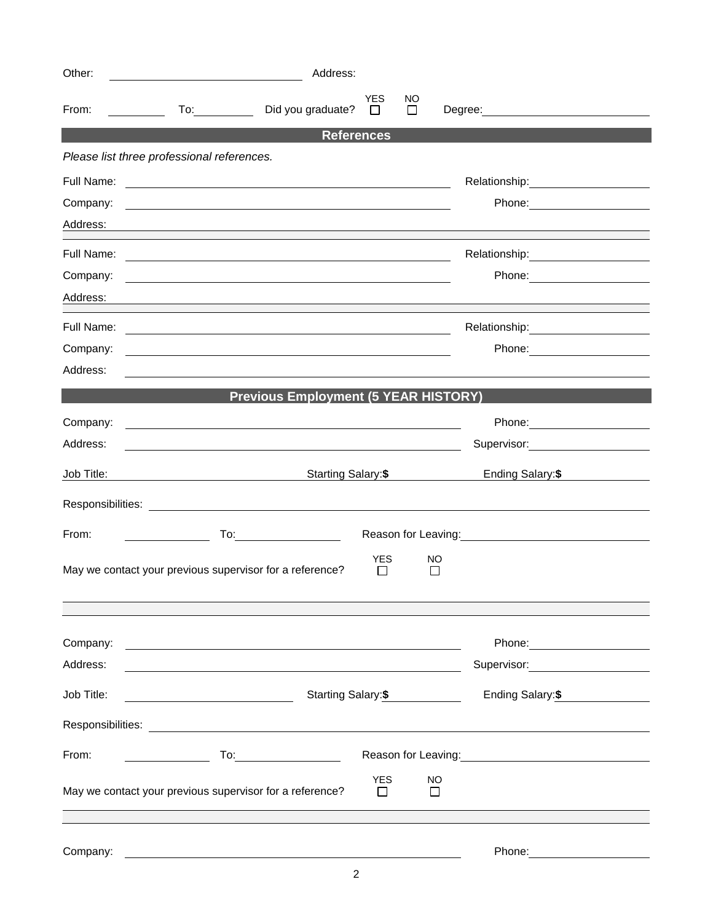Other: ______________________ Address: ______________________

From: __________ To: __________ Did you graduate? YES ☐ NO ☐ Degree: ______________________

## References

*Please list three professional references.*

Full Name: ______________________________ Relationship: ______________

Company: ______________________________ Phone: ______________

Address: ______________________________________________________

Full Name: ______________________________ Relationship: ______________

Company: ______________________________ Phone: ______________

Address: ______________________________________________________

Full Name: ______________________________ Relationship: ______________

Company: ______________________________ Phone: ______________

Address: ______________________________________________________

## Previous Employment (5 YEAR HISTORY)

Company: ______________________________ Phone: ______________

Address: ______________________________ Supervisor: ______________

Job Title: ______________ Starting Salary:**$** ______________ Ending Salary:**$** ______________

Responsibilities: ______________________________________________________

From: __________ To: __________ Reason for Leaving: ______________________

May we contact your previous supervisor for a reference? YES ☐ NO ☐

Company: ______________________________ Phone: ______________

Address: ______________________________ Supervisor: ______________

Job Title: ______________ Starting Salary:**$** ______________ Ending Salary:**$** ______________

Responsibilities: ______________________________________________________

From: __________ To: __________ Reason for Leaving: ______________________

May we contact your previous supervisor for a reference? YES ☐ NO ☐

Company: ______________________________ Phone: ______________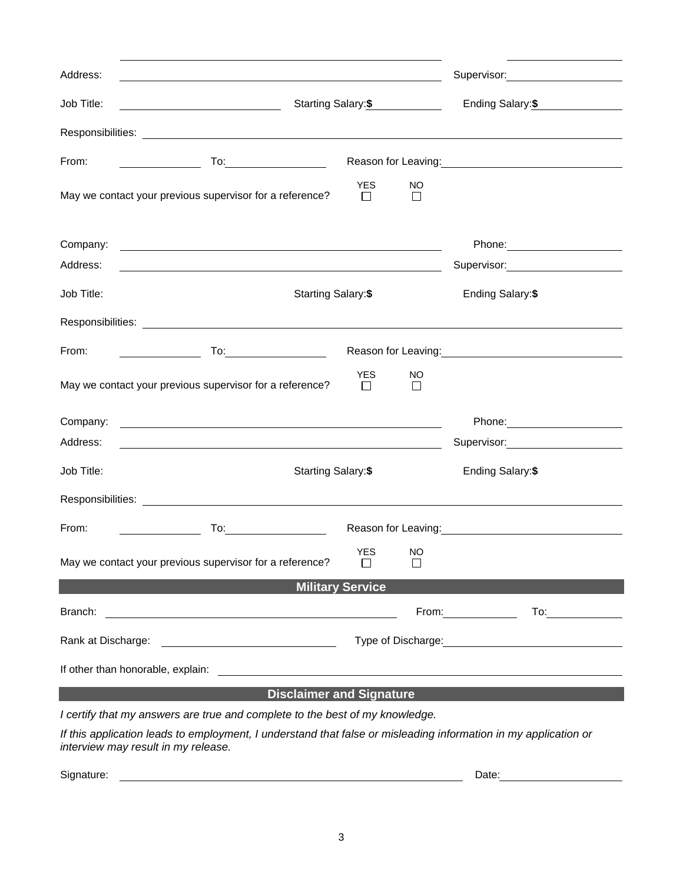Address: _______________ Supervisor: _______________

Job Title: _______________ Starting Salary: **$** _______________ Ending Salary: **$** _______________

Responsibilities: _______________

From: _______________ To: _______________ Reason for Leaving: _______________

May we contact your previous supervisor for a reference? YES ☐ NO ☐

Company: _______________ Phone: _______________

Address: _______________ Supervisor: _______________

Job Title: Starting Salary: **$** Ending Salary: **$**

Responsibilities: _______________

From: _______________ To: _______________ Reason for Leaving: _______________

May we contact your previous supervisor for a reference? YES ☐ NO ☐

Company: _______________ Phone: _______________

Address: _______________ Supervisor: _______________

Job Title: Starting Salary: **$** Ending Salary: **$**

Responsibilities: _______________

From: _______________ To: _______________ Reason for Leaving: _______________

May we contact your previous supervisor for a reference? YES ☐ NO ☐

## Military Service

Branch: _______________ From: _______________ To: _______________

Rank at Discharge: _______________ Type of Discharge: _______________

If other than honorable, explain: _______________

## Disclaimer and Signature

*I certify that my answers are true and complete to the best of my knowledge.*

*If this application leads to employment, I understand that false or misleading information in my application or interview may result in my release.*

Signature: _______________ Date: _______________